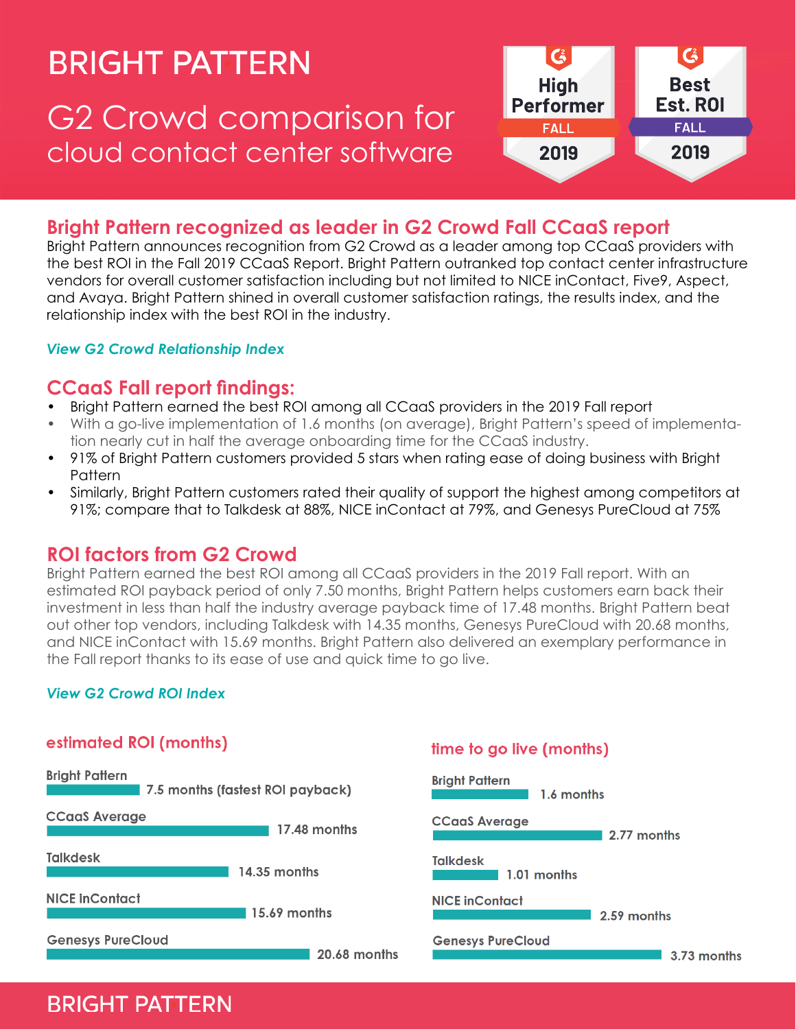# BRIGHT PATTERN

## G2 Crowd comparison for cloud contact center software

High Performer FALL 2019

Best Est. ROI FALL 2019

## Bright Pattern recognized as leader in G2 Crowd Fall CCaaS report

Bright Pattern announces recognition from G2 Crowd as a leader among top CCaaS providers with the best ROI in the Fall 2019 CCaaS Report. Bright Pattern outranked top contact center infrastructure vendors for overall customer satisfaction including but not limited to NICE inContact, Five9, Aspect, and Avaya. Bright Pattern shined in overall customer satisfaction ratings, the results index, and the relationship index with the best ROI in the industry.

*View G2 Crowd Relationship Index*

## CCaaS Fall report findings:

- Bright Pattern earned the best ROI among all CCaaS providers in the 2019 Fall report
- With a go-live implementation of 1.6 months (on average), Bright Pattern's speed of implementation nearly cut in half the average onboarding time for the CCaaS industry.
- 91% of Bright Pattern customers provided 5 stars when rating ease of doing business with Bright Pattern
- Similarly, Bright Pattern customers rated their quality of support the highest among competitors at 91%; compare that to Talkdesk at 88%, NICE inContact at 79%, and Genesys PureCloud at 75%

## ROI factors from G2 Crowd

Bright Pattern earned the best ROI among all CCaaS providers in the 2019 Fall report. With an estimated ROI payback period of only 7.50 months, Bright Pattern helps customers earn back their investment in less than half the industry average payback time of 17.48 months. Bright Pattern beat out other top vendors, including Talkdesk with 14.35 months, Genesys PureCloud with 20.68 months, and NICE inContact with 15.69 months. Bright Pattern also delivered an exemplary performance in the Fall report thanks to its ease of use and quick time to go live.

*View G2 Crowd ROI Index*

### estimated ROI (months)

| Vendor | Estimated ROI |
|---|---|
| Bright Pattern | 7.5 months (fastest ROI payback) |
| CCaaS Average | 17.48 months |
| Talkdesk | 14.35 months |
| NICE inContact | 15.69 months |
| Genesys PureCloud | 20.68 months |

### time to go live (months)

| Vendor | Time to go live |
|---|---|
| Bright Pattern | 1.6 months |
| CCaaS Average | 2.77 months |
| Talkdesk | 1.01 months |
| NICE inContact | 2.59 months |
| Genesys PureCloud | 3.73 months |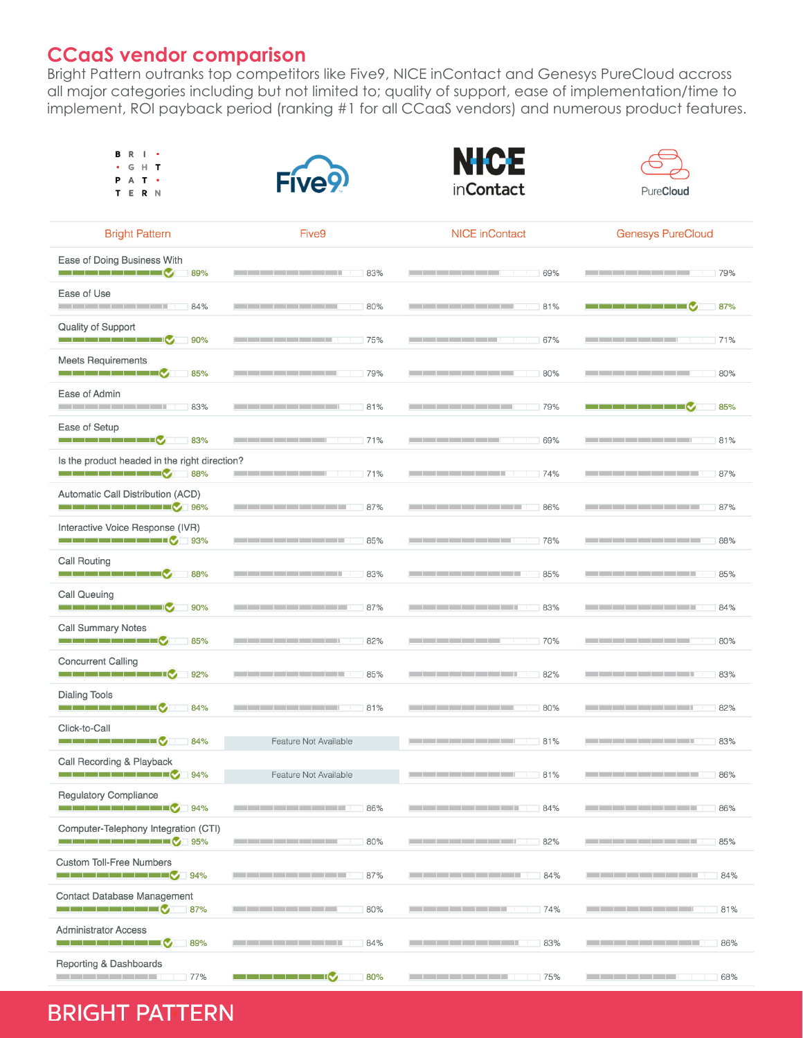## CCaaS vendor comparison

Bright Pattern outranks top competitors like Five9, NICE inContact and Genesys PureCloud accross all major categories including but not limited to; quality of support, ease of implementation/time to implement, ROI payback period (ranking #1 for all CCaaS vendors) and numerous product features.

| | Bright Pattern | Five9 | NICE inContact | Genesys PureCloud |
|---|---|---|---|---|
| Ease of Doing Business With | 89% | 83% | 69% | 79% |
| Ease of Use | 84% | 80% | 81% | 87% |
| Quality of Support | 90% | 75% | 67% | 71% |
| Meets Requirements | 85% | 79% | 80% | 80% |
| Ease of Admin | 83% | 81% | 79% | 85% |
| Ease of Setup | 83% | 71% | 69% | 81% |
| Is the product headed in the right direction? | 88% | 71% | 74% | 87% |
| Automatic Call Distribution (ACD) | 96% | 87% | 86% | 87% |
| Interactive Voice Response (IVR) | 93% | 85% | 76% | 88% |
| Call Routing | 88% | 83% | 85% | 85% |
| Call Queuing | 90% | 87% | 83% | 84% |
| Call Summary Notes | 85% | 82% | 70% | 80% |
| Concurrent Calling | 92% | 85% | 82% | 83% |
| Dialing Tools | 84% | 81% | 80% | 82% |
| Click-to-Call | 84% | Feature Not Available | 81% | 83% |
| Call Recording & Playback | 94% | Feature Not Available | 81% | 86% |
| Regulatory Compliance | 94% | 86% | 84% | 86% |
| Computer-Telephony Integration (CTI) | 95% | 80% | 82% | 85% |
| Custom Toll-Free Numbers | 94% | 87% | 84% | 84% |
| Contact Database Management | 87% | 80% | 74% | 81% |
| Administrator Access | 89% | 84% | 83% | 86% |
| Reporting & Dashboards | 77% | 80% | 75% | 68% |

BRIGHT PATTERN